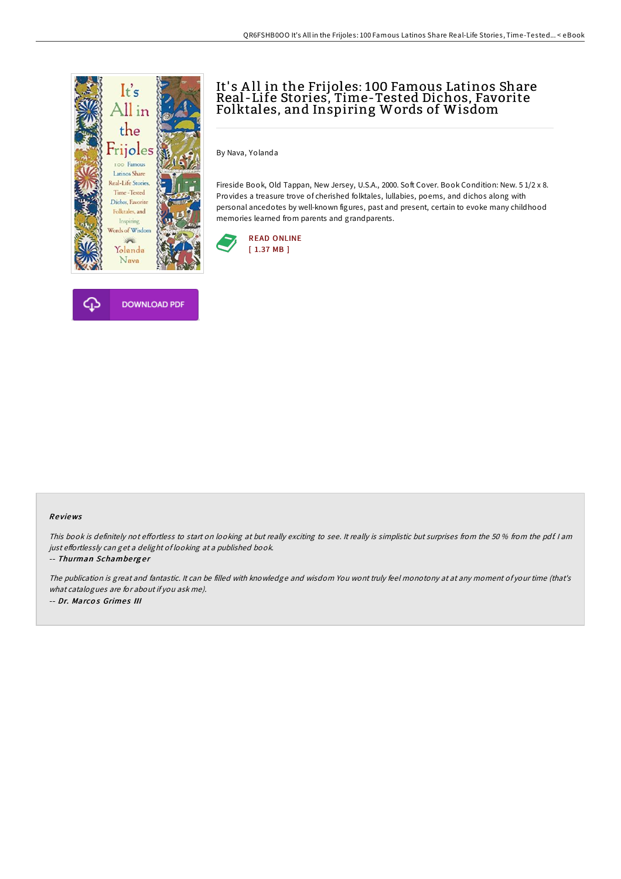# It's All in the Frijoles: 100 Famous Latinos Share Real-Life Stories, Time-Tested Dichos, Favorite Folktales, and Inspiring Words of Wisdom

By Nava, Yolanda

Fireside Book, Old Tappan, New Jersey, U.S.A., 2000. Soft Cover. Book Condition: New. 5 1/2 x 8. Provides a treasure trove of cherished folktales, lullabies, poems, and dichos along with personal ancedotes by well-known figures, past and present, certain to evoke many childhood memories learned from parents and grandparents.

READ ONLINE
[ 1.37 MB ]

DOWNLOAD PDF

### Reviews

*This book is definitely not effortless to start on looking at but really exciting to see. It really is simplistic but surprises from the 50 % from the pdf. I am just effortlessly can get a delight of looking at a published book.*

-- *Thurman Schamberger*

*The publication is great and fantastic. It can be filled with knowledge and wisdom You wont truly feel monotony at at any moment of your time (that's what catalogues are for about if you ask me).*

-- *Dr. Marcos Grimes III*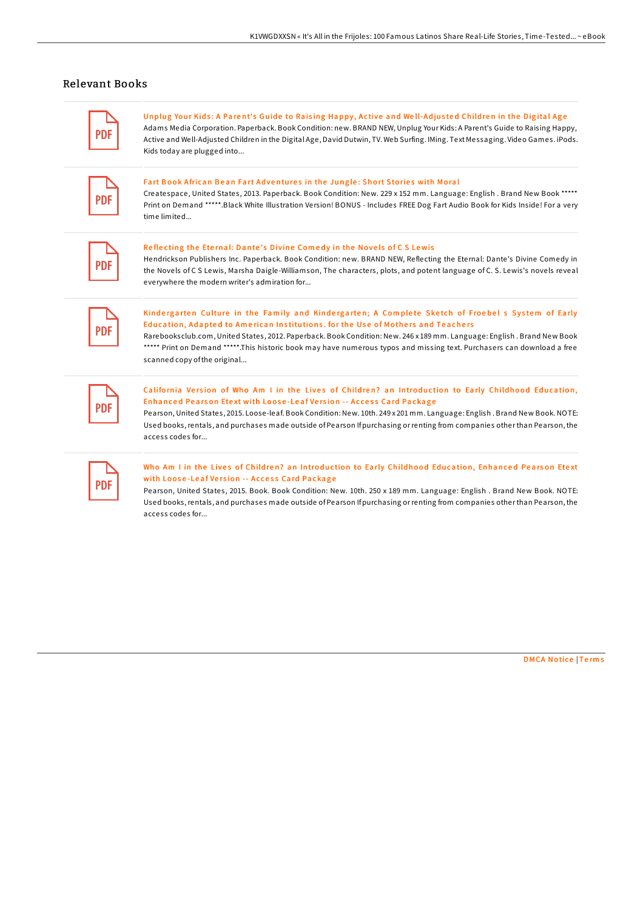## Relevant Books

PDF

**Unplug Your Kids: A Parent's Guide to Raising Happy, Active and Well-Adjusted Children in the Digital Age**

Adams Media Corporation. Paperback. Book Condition: new. BRAND NEW, Unplug Your Kids: A Parent's Guide to Raising Happy, Active and Well-Adjusted Children in the Digital Age, David Dutwin, TV. Web Surfing. IMing. Text Messaging. Video Games. iPods. Kids today are plugged into...

PDF

**Fart Book African Bean Fart Adventures in the Jungle: Short Stories with Moral**

Createspace, United States, 2013. Paperback. Book Condition: New. 229 x 152 mm. Language: English . Brand New Book ***** Print on Demand *****.Black White Illustration Version! BONUS - Includes FREE Dog Fart Audio Book for Kids Inside! For a very time limited...

PDF

**Reflecting the Eternal: Dante's Divine Comedy in the Novels of C S Lewis**

Hendrickson Publishers Inc. Paperback. Book Condition: new. BRAND NEW, Reflecting the Eternal: Dante's Divine Comedy in the Novels of C S Lewis, Marsha Daigle-Williamson, The characters, plots, and potent language of C. S. Lewis's novels reveal everywhere the modern writer's admiration for...

PDF

**Kindergarten Culture in the Family and Kindergarten; A Complete Sketch of Froebel s System of Early Education, Adapted to American Institutions. for the Use of Mothers and Teachers**

Rarebooksclub.com, United States, 2012. Paperback. Book Condition: New. 246 x 189 mm. Language: English . Brand New Book ***** Print on Demand *****.This historic book may have numerous typos and missing text. Purchasers can download a free scanned copy of the original...

PDF

**California Version of Who Am I in the Lives of Children? an Introduction to Early Childhood Education, Enhanced Pearson Etext with Loose-Leaf Version -- Access Card Package**

Pearson, United States, 2015. Loose-leaf. Book Condition: New. 10th. 249 x 201 mm. Language: English . Brand New Book. NOTE: Used books, rentals, and purchases made outside of Pearson If purchasing or renting from companies other than Pearson, the access codes for...

PDF

**Who Am I in the Lives of Children? an Introduction to Early Childhood Education, Enhanced Pearson Etext with Loose-Leaf Version -- Access Card Package**

Pearson, United States, 2015. Book. Book Condition: New. 10th. 250 x 189 mm. Language: English . Brand New Book. NOTE: Used books, rentals, and purchases made outside of Pearson If purchasing or renting from companies other than Pearson, the access codes for...

DMCA Notice | Terms